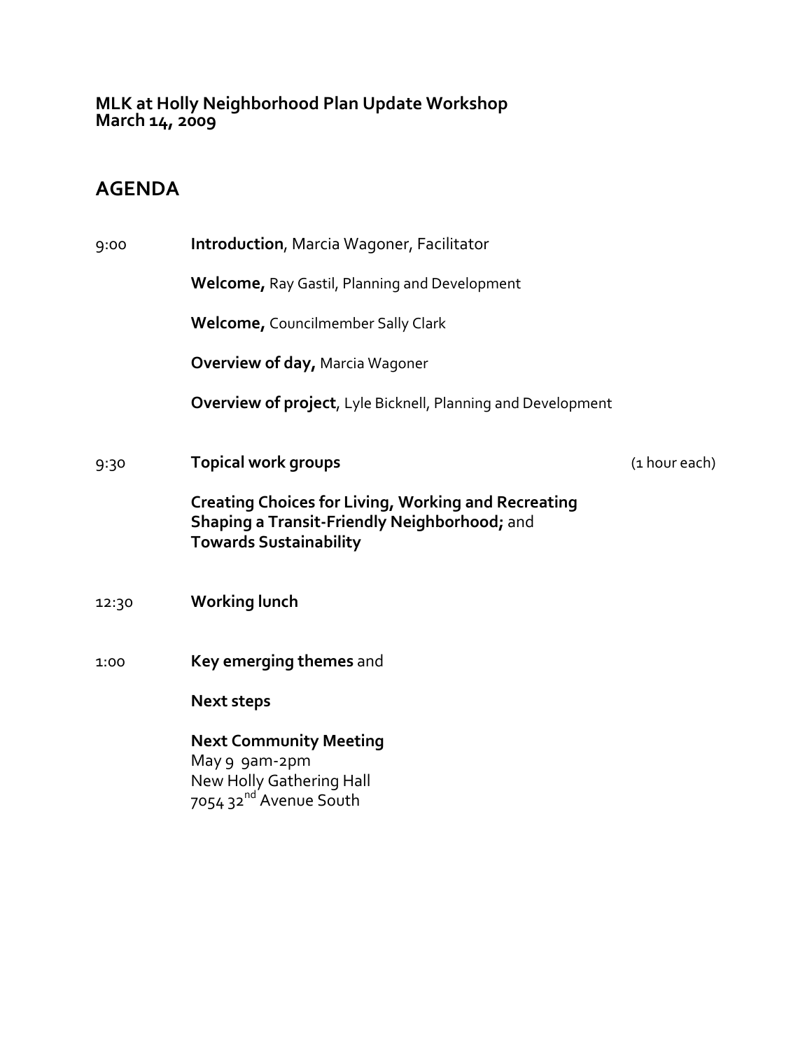**MLK at Holly Neighborhood Plan Update Workshop**
**March 14, 2009**

## AGENDA

9:00 **Introduction**, Marcia Wagoner, Facilitator

**Welcome,** Ray Gastil, Planning and Development

**Welcome,** Councilmember Sally Clark

**Overview of day,** Marcia Wagoner

**Overview of project**, Lyle Bicknell, Planning and Development

9:30 **Topical work groups** (1 hour each)

**Creating Choices for Living, Working and Recreating**
**Shaping a Transit-Friendly Neighborhood;** and
**Towards Sustainability**

12:30 **Working lunch**

1:00 **Key emerging themes** and

**Next steps**

**Next Community Meeting**
May 9 9am-2pm
New Holly Gathering Hall
7054 32nd Avenue South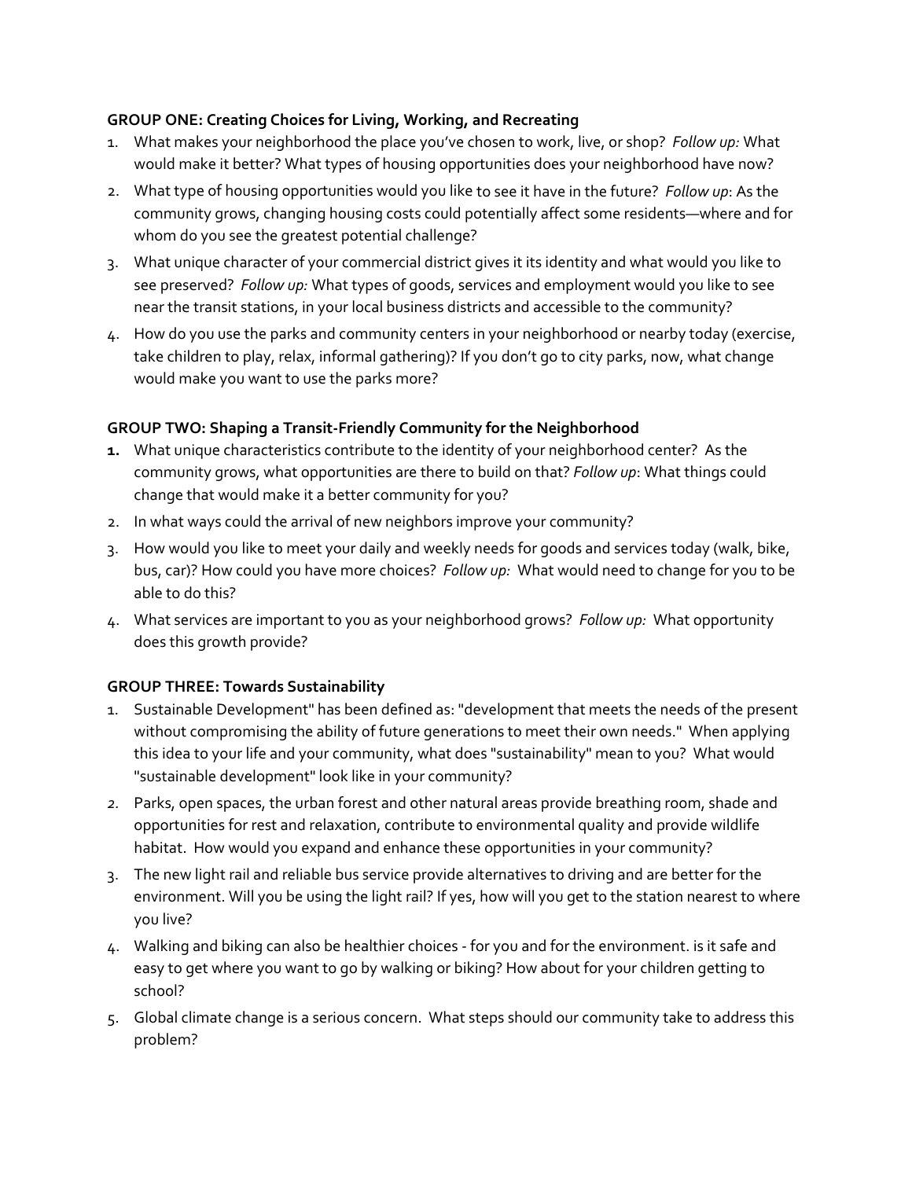**GROUP ONE: Creating Choices for Living, Working, and Recreating**

1. What makes your neighborhood the place you've chosen to work, live, or shop? *Follow up:* What would make it better? What types of housing opportunities does your neighborhood have now?
2. What type of housing opportunities would you like to see it have in the future? *Follow up*: As the community grows, changing housing costs could potentially affect some residents—where and for whom do you see the greatest potential challenge?
3. What unique character of your commercial district gives it its identity and what would you like to see preserved? *Follow up:* What types of goods, services and employment would you like to see near the transit stations, in your local business districts and accessible to the community?
4. How do you use the parks and community centers in your neighborhood or nearby today (exercise, take children to play, relax, informal gathering)? If you don't go to city parks, now, what change would make you want to use the parks more?

**GROUP TWO: Shaping a Transit-Friendly Community for the Neighborhood**

1. What unique characteristics contribute to the identity of your neighborhood center? As the community grows, what opportunities are there to build on that? *Follow up*: What things could change that would make it a better community for you?
2. In what ways could the arrival of new neighbors improve your community?
3. How would you like to meet your daily and weekly needs for goods and services today (walk, bike, bus, car)? How could you have more choices? *Follow up:* What would need to change for you to be able to do this?
4. What services are important to you as your neighborhood grows? *Follow up:* What opportunity does this growth provide?

**GROUP THREE: Towards Sustainability**

1. Sustainable Development" has been defined as: "development that meets the needs of the present without compromising the ability of future generations to meet their own needs." When applying this idea to your life and your community, what does "sustainability" mean to you? What would "sustainable development" look like in your community?
2. Parks, open spaces, the urban forest and other natural areas provide breathing room, shade and opportunities for rest and relaxation, contribute to environmental quality and provide wildlife habitat. How would you expand and enhance these opportunities in your community?
3. The new light rail and reliable bus service provide alternatives to driving and are better for the environment. Will you be using the light rail? If yes, how will you get to the station nearest to where you live?
4. Walking and biking can also be healthier choices - for you and for the environment. is it safe and easy to get where you want to go by walking or biking? How about for your children getting to school?
5. Global climate change is a serious concern. What steps should our community take to address this problem?